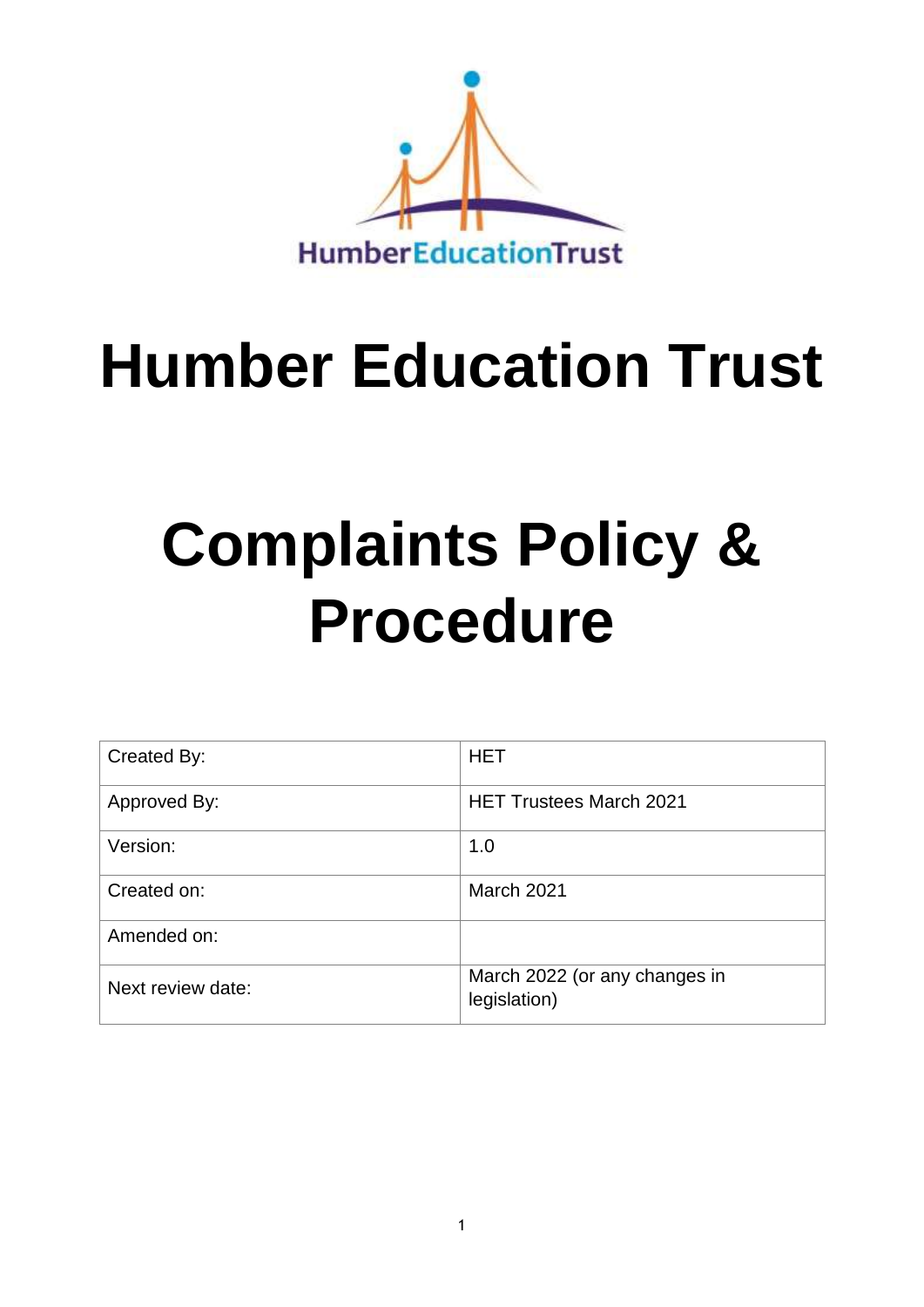# Humber Education Trust

# Complaints Policy & Procedure

| Created By: | HET |
|---|---|
| Approved By: | HET Trustees March 2021 |
| Version: | 1.0 |
| Created on: | March 2021 |
| Amended on: | |
| Next review date: | March 2022 (or any changes in legislation) |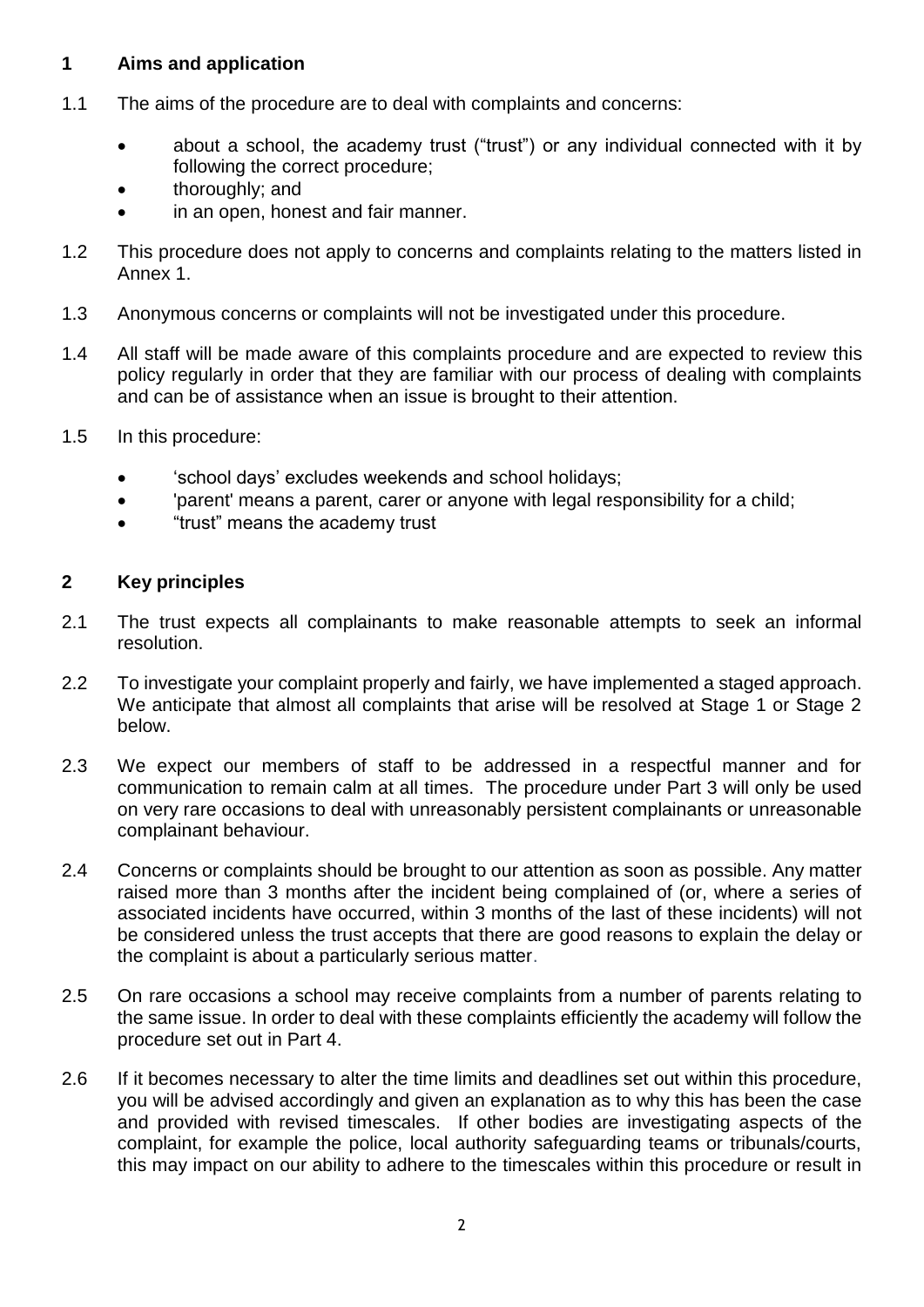## 1 Aims and application

1.1 The aims of the procedure are to deal with complaints and concerns:

- about a school, the academy trust ("trust") or any individual connected with it by following the correct procedure;
- thoroughly; and
- in an open, honest and fair manner.

1.2 This procedure does not apply to concerns and complaints relating to the matters listed in Annex 1.

1.3 Anonymous concerns or complaints will not be investigated under this procedure.

1.4 All staff will be made aware of this complaints procedure and are expected to review this policy regularly in order that they are familiar with our process of dealing with complaints and can be of assistance when an issue is brought to their attention.

1.5 In this procedure:

- 'school days' excludes weekends and school holidays;
- 'parent' means a parent, carer or anyone with legal responsibility for a child;
- "trust" means the academy trust

## 2 Key principles

2.1 The trust expects all complainants to make reasonable attempts to seek an informal resolution.

2.2 To investigate your complaint properly and fairly, we have implemented a staged approach. We anticipate that almost all complaints that arise will be resolved at Stage 1 or Stage 2 below.

2.3 We expect our members of staff to be addressed in a respectful manner and for communication to remain calm at all times. The procedure under Part 3 will only be used on very rare occasions to deal with unreasonably persistent complainants or unreasonable complainant behaviour.

2.4 Concerns or complaints should be brought to our attention as soon as possible. Any matter raised more than 3 months after the incident being complained of (or, where a series of associated incidents have occurred, within 3 months of the last of these incidents) will not be considered unless the trust accepts that there are good reasons to explain the delay or the complaint is about a particularly serious matter.

2.5 On rare occasions a school may receive complaints from a number of parents relating to the same issue. In order to deal with these complaints efficiently the academy will follow the procedure set out in Part 4.

2.6 If it becomes necessary to alter the time limits and deadlines set out within this procedure, you will be advised accordingly and given an explanation as to why this has been the case and provided with revised timescales. If other bodies are investigating aspects of the complaint, for example the police, local authority safeguarding teams or tribunals/courts, this may impact on our ability to adhere to the timescales within this procedure or result in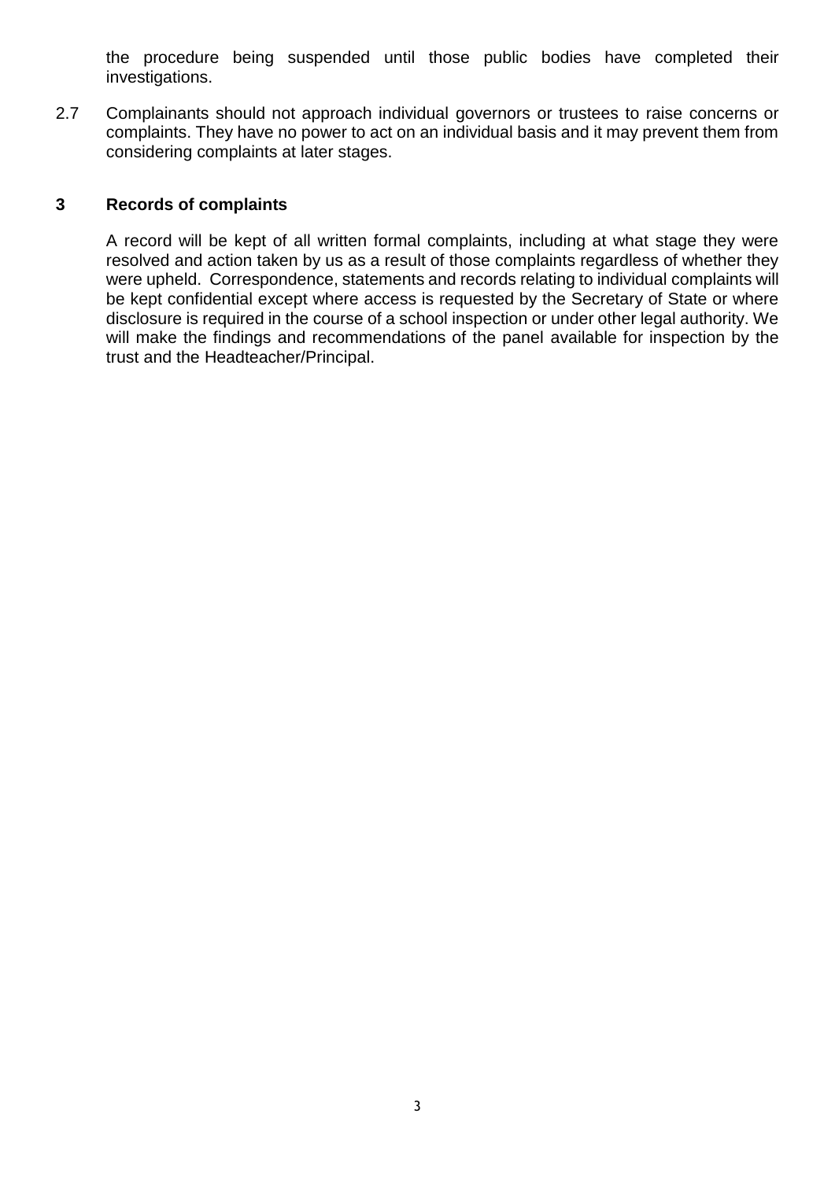the procedure being suspended until those public bodies have completed their investigations.

2.7 Complainants should not approach individual governors or trustees to raise concerns or complaints. They have no power to act on an individual basis and it may prevent them from considering complaints at later stages.

## 3 Records of complaints

A record will be kept of all written formal complaints, including at what stage they were resolved and action taken by us as a result of those complaints regardless of whether they were upheld. Correspondence, statements and records relating to individual complaints will be kept confidential except where access is requested by the Secretary of State or where disclosure is required in the course of a school inspection or under other legal authority. We will make the findings and recommendations of the panel available for inspection by the trust and the Headteacher/Principal.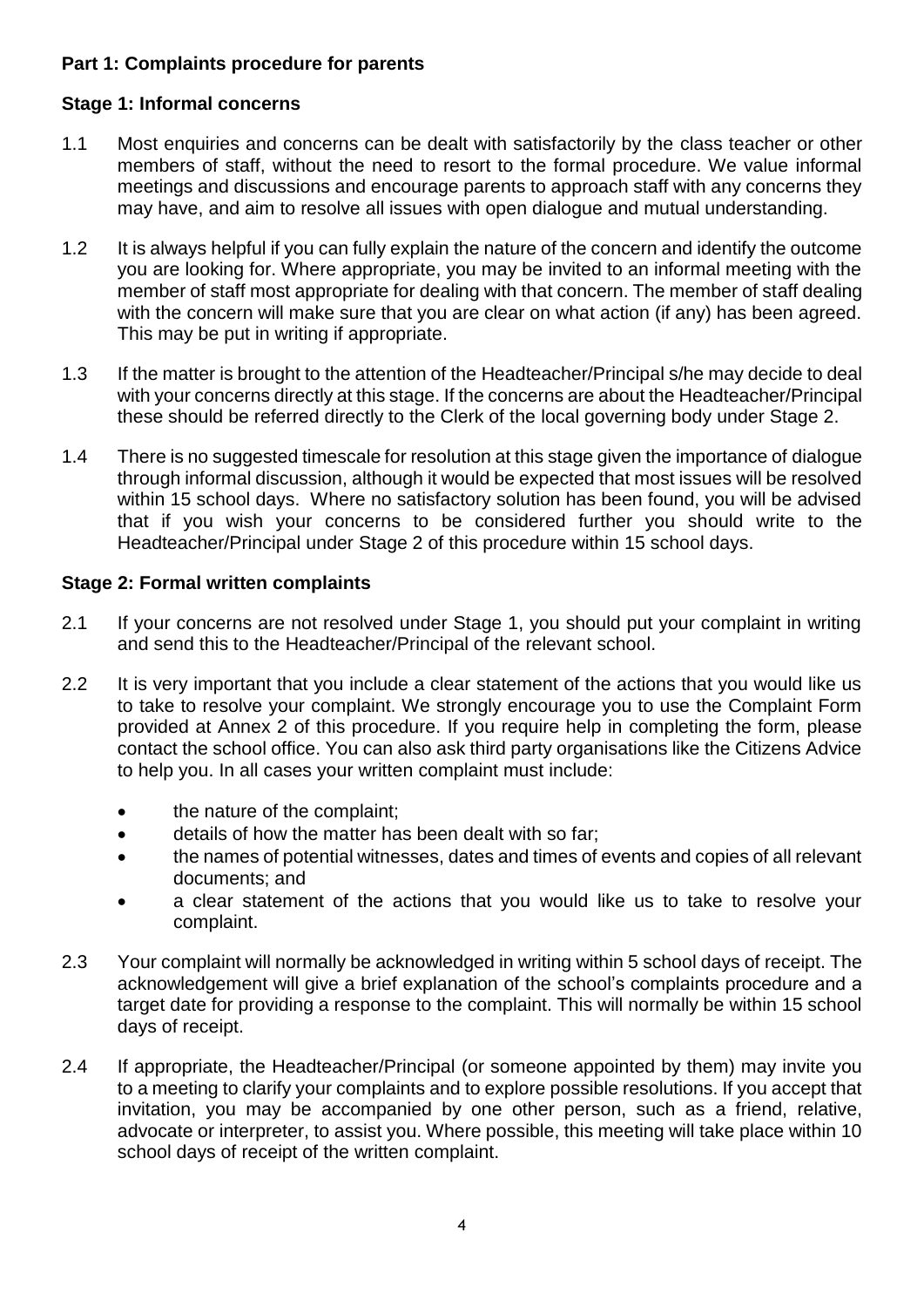## Part 1: Complaints procedure for parents

### Stage 1: Informal concerns

1.1 Most enquiries and concerns can be dealt with satisfactorily by the class teacher or other members of staff, without the need to resort to the formal procedure. We value informal meetings and discussions and encourage parents to approach staff with any concerns they may have, and aim to resolve all issues with open dialogue and mutual understanding.

1.2 It is always helpful if you can fully explain the nature of the concern and identify the outcome you are looking for. Where appropriate, you may be invited to an informal meeting with the member of staff most appropriate for dealing with that concern. The member of staff dealing with the concern will make sure that you are clear on what action (if any) has been agreed. This may be put in writing if appropriate.

1.3 If the matter is brought to the attention of the Headteacher/Principal s/he may decide to deal with your concerns directly at this stage. If the concerns are about the Headteacher/Principal these should be referred directly to the Clerk of the local governing body under Stage 2.

1.4 There is no suggested timescale for resolution at this stage given the importance of dialogue through informal discussion, although it would be expected that most issues will be resolved within 15 school days. Where no satisfactory solution has been found, you will be advised that if you wish your concerns to be considered further you should write to the Headteacher/Principal under Stage 2 of this procedure within 15 school days.

### Stage 2: Formal written complaints

2.1 If your concerns are not resolved under Stage 1, you should put your complaint in writing and send this to the Headteacher/Principal of the relevant school.

2.2 It is very important that you include a clear statement of the actions that you would like us to take to resolve your complaint. We strongly encourage you to use the Complaint Form provided at Annex 2 of this procedure. If you require help in completing the form, please contact the school office. You can also ask third party organisations like the Citizens Advice to help you. In all cases your written complaint must include:

- the nature of the complaint;
- details of how the matter has been dealt with so far;
- the names of potential witnesses, dates and times of events and copies of all relevant documents; and
- a clear statement of the actions that you would like us to take to resolve your complaint.

2.3 Your complaint will normally be acknowledged in writing within 5 school days of receipt. The acknowledgement will give a brief explanation of the school's complaints procedure and a target date for providing a response to the complaint. This will normally be within 15 school days of receipt.

2.4 If appropriate, the Headteacher/Principal (or someone appointed by them) may invite you to a meeting to clarify your complaints and to explore possible resolutions. If you accept that invitation, you may be accompanied by one other person, such as a friend, relative, advocate or interpreter, to assist you. Where possible, this meeting will take place within 10 school days of receipt of the written complaint.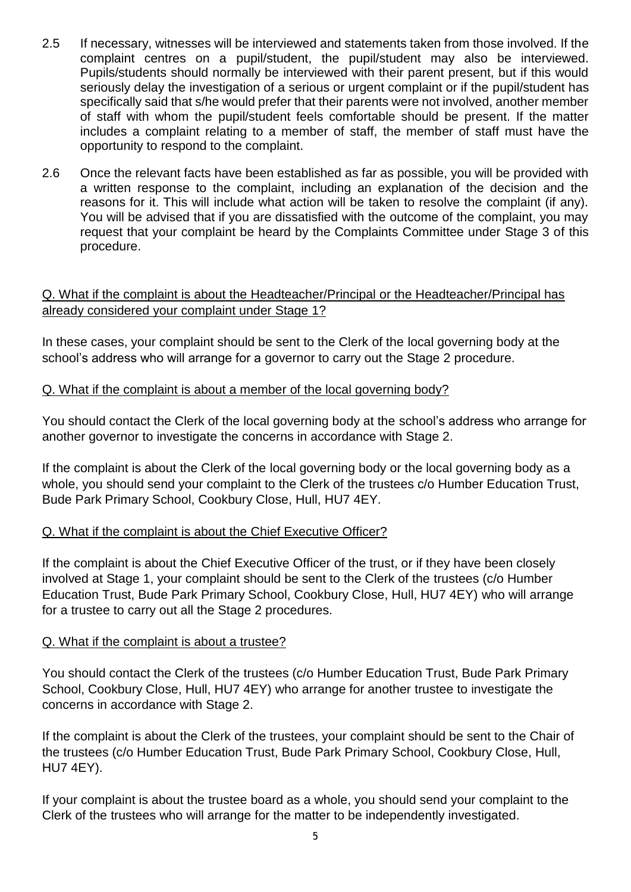2.5 If necessary, witnesses will be interviewed and statements taken from those involved. If the complaint centres on a pupil/student, the pupil/student may also be interviewed. Pupils/students should normally be interviewed with their parent present, but if this would seriously delay the investigation of a serious or urgent complaint or if the pupil/student has specifically said that s/he would prefer that their parents were not involved, another member of staff with whom the pupil/student feels comfortable should be present. If the matter includes a complaint relating to a member of staff, the member of staff must have the opportunity to respond to the complaint.

2.6 Once the relevant facts have been established as far as possible, you will be provided with a written response to the complaint, including an explanation of the decision and the reasons for it. This will include what action will be taken to resolve the complaint (if any). You will be advised that if you are dissatisfied with the outcome of the complaint, you may request that your complaint be heard by the Complaints Committee under Stage 3 of this procedure.

<u>Q. What if the complaint is about the Headteacher/Principal or the Headteacher/Principal has already considered your complaint under Stage 1?</u>

In these cases, your complaint should be sent to the Clerk of the local governing body at the school's address who will arrange for a governor to carry out the Stage 2 procedure.

<u>Q. What if the complaint is about a member of the local governing body?</u>

You should contact the Clerk of the local governing body at the school's address who arrange for another governor to investigate the concerns in accordance with Stage 2.

If the complaint is about the Clerk of the local governing body or the local governing body as a whole, you should send your complaint to the Clerk of the trustees c/o Humber Education Trust, Bude Park Primary School, Cookbury Close, Hull, HU7 4EY.

<u>Q. What if the complaint is about the Chief Executive Officer?</u>

If the complaint is about the Chief Executive Officer of the trust, or if they have been closely involved at Stage 1, your complaint should be sent to the Clerk of the trustees (c/o Humber Education Trust, Bude Park Primary School, Cookbury Close, Hull, HU7 4EY) who will arrange for a trustee to carry out all the Stage 2 procedures.

<u>Q. What if the complaint is about a trustee?</u>

You should contact the Clerk of the trustees (c/o Humber Education Trust, Bude Park Primary School, Cookbury Close, Hull, HU7 4EY) who arrange for another trustee to investigate the concerns in accordance with Stage 2.

If the complaint is about the Clerk of the trustees, your complaint should be sent to the Chair of the trustees (c/o Humber Education Trust, Bude Park Primary School, Cookbury Close, Hull, HU7 4EY).

If your complaint is about the trustee board as a whole, you should send your complaint to the Clerk of the trustees who will arrange for the matter to be independently investigated.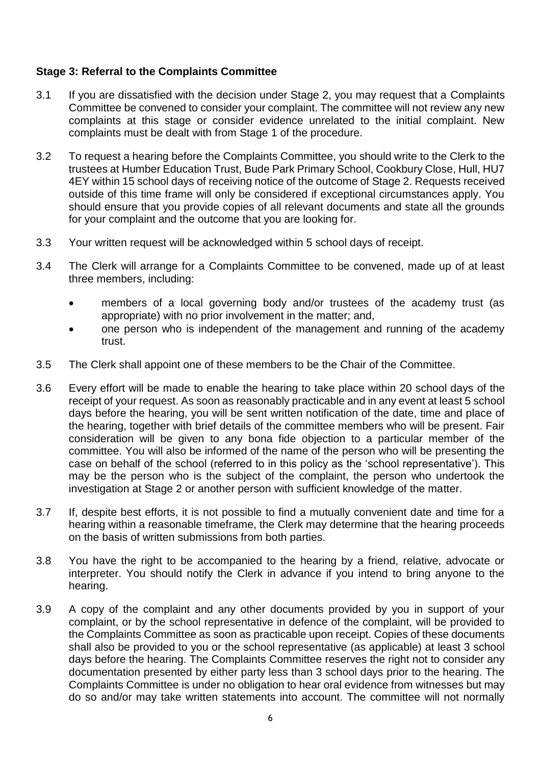**Stage 3: Referral to the Complaints Committee**

3.1 If you are dissatisfied with the decision under Stage 2, you may request that a Complaints Committee be convened to consider your complaint. The committee will not review any new complaints at this stage or consider evidence unrelated to the initial complaint. New complaints must be dealt with from Stage 1 of the procedure.

3.2 To request a hearing before the Complaints Committee, you should write to the Clerk to the trustees at Humber Education Trust, Bude Park Primary School, Cookbury Close, Hull, HU7 4EY within 15 school days of receiving notice of the outcome of Stage 2. Requests received outside of this time frame will only be considered if exceptional circumstances apply. You should ensure that you provide copies of all relevant documents and state all the grounds for your complaint and the outcome that you are looking for.

3.3 Your written request will be acknowledged within 5 school days of receipt.

3.4 The Clerk will arrange for a Complaints Committee to be convened, made up of at least three members, including:

- members of a local governing body and/or trustees of the academy trust (as appropriate) with no prior involvement in the matter; and,
- one person who is independent of the management and running of the academy trust.

3.5 The Clerk shall appoint one of these members to be the Chair of the Committee.

3.6 Every effort will be made to enable the hearing to take place within 20 school days of the receipt of your request. As soon as reasonably practicable and in any event at least 5 school days before the hearing, you will be sent written notification of the date, time and place of the hearing, together with brief details of the committee members who will be present. Fair consideration will be given to any bona fide objection to a particular member of the committee. You will also be informed of the name of the person who will be presenting the case on behalf of the school (referred to in this policy as the 'school representative'). This may be the person who is the subject of the complaint, the person who undertook the investigation at Stage 2 or another person with sufficient knowledge of the matter.

3.7 If, despite best efforts, it is not possible to find a mutually convenient date and time for a hearing within a reasonable timeframe, the Clerk may determine that the hearing proceeds on the basis of written submissions from both parties.

3.8 You have the right to be accompanied to the hearing by a friend, relative, advocate or interpreter. You should notify the Clerk in advance if you intend to bring anyone to the hearing.

3.9 A copy of the complaint and any other documents provided by you in support of your complaint, or by the school representative in defence of the complaint, will be provided to the Complaints Committee as soon as practicable upon receipt. Copies of these documents shall also be provided to you or the school representative (as applicable) at least 3 school days before the hearing. The Complaints Committee reserves the right not to consider any documentation presented by either party less than 3 school days prior to the hearing. The Complaints Committee is under no obligation to hear oral evidence from witnesses but may do so and/or may take written statements into account. The committee will not normally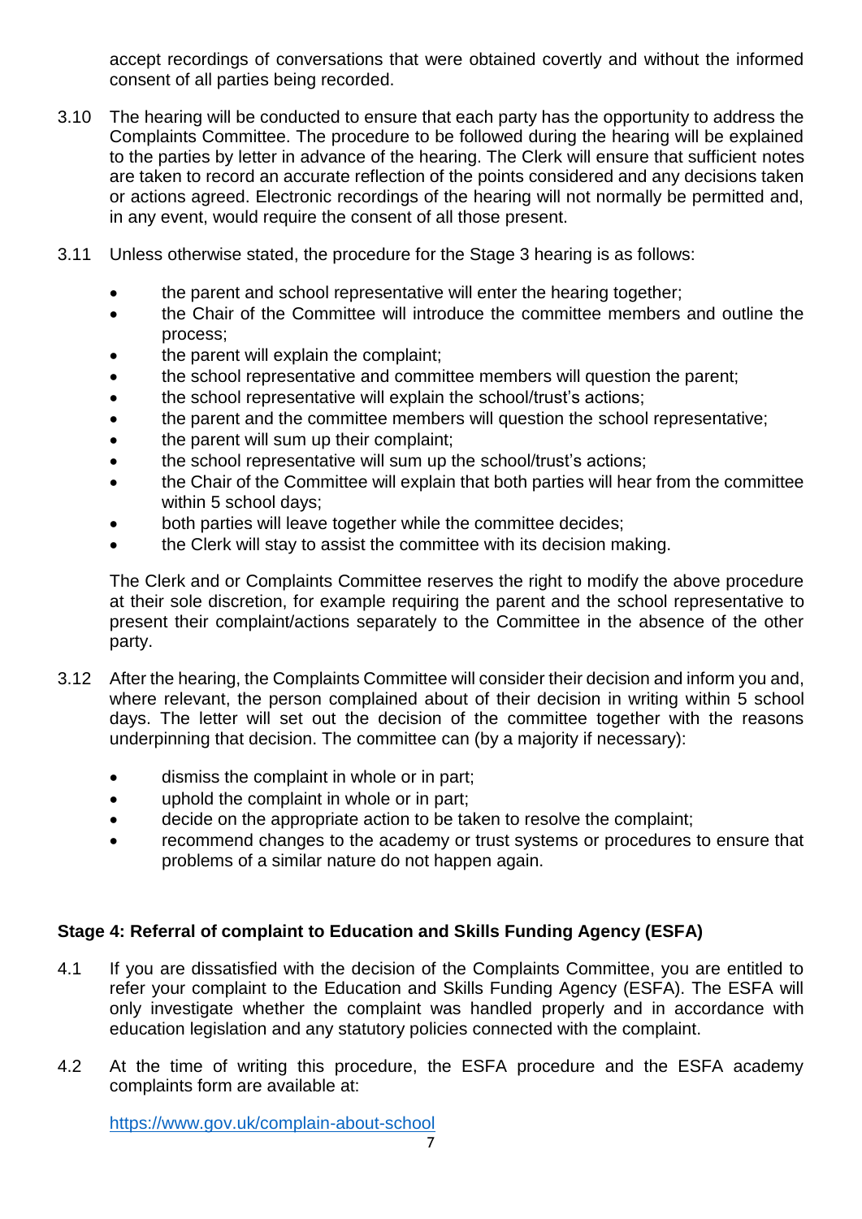accept recordings of conversations that were obtained covertly and without the informed consent of all parties being recorded.

3.10 The hearing will be conducted to ensure that each party has the opportunity to address the Complaints Committee. The procedure to be followed during the hearing will be explained to the parties by letter in advance of the hearing. The Clerk will ensure that sufficient notes are taken to record an accurate reflection of the points considered and any decisions taken or actions agreed. Electronic recordings of the hearing will not normally be permitted and, in any event, would require the consent of all those present.

3.11 Unless otherwise stated, the procedure for the Stage 3 hearing is as follows:

- the parent and school representative will enter the hearing together;
- the Chair of the Committee will introduce the committee members and outline the process;
- the parent will explain the complaint;
- the school representative and committee members will question the parent;
- the school representative will explain the school/trust's actions;
- the parent and the committee members will question the school representative;
- the parent will sum up their complaint;
- the school representative will sum up the school/trust's actions;
- the Chair of the Committee will explain that both parties will hear from the committee within 5 school days;
- both parties will leave together while the committee decides;
- the Clerk will stay to assist the committee with its decision making.

The Clerk and or Complaints Committee reserves the right to modify the above procedure at their sole discretion, for example requiring the parent and the school representative to present their complaint/actions separately to the Committee in the absence of the other party.

3.12 After the hearing, the Complaints Committee will consider their decision and inform you and, where relevant, the person complained about of their decision in writing within 5 school days. The letter will set out the decision of the committee together with the reasons underpinning that decision. The committee can (by a majority if necessary):

- dismiss the complaint in whole or in part;
- uphold the complaint in whole or in part;
- decide on the appropriate action to be taken to resolve the complaint;
- recommend changes to the academy or trust systems or procedures to ensure that problems of a similar nature do not happen again.

**Stage 4: Referral of complaint to Education and Skills Funding Agency (ESFA)**

4.1 If you are dissatisfied with the decision of the Complaints Committee, you are entitled to refer your complaint to the Education and Skills Funding Agency (ESFA). The ESFA will only investigate whether the complaint was handled properly and in accordance with education legislation and any statutory policies connected with the complaint.

4.2 At the time of writing this procedure, the ESFA procedure and the ESFA academy complaints form are available at:

https://www.gov.uk/complain-about-school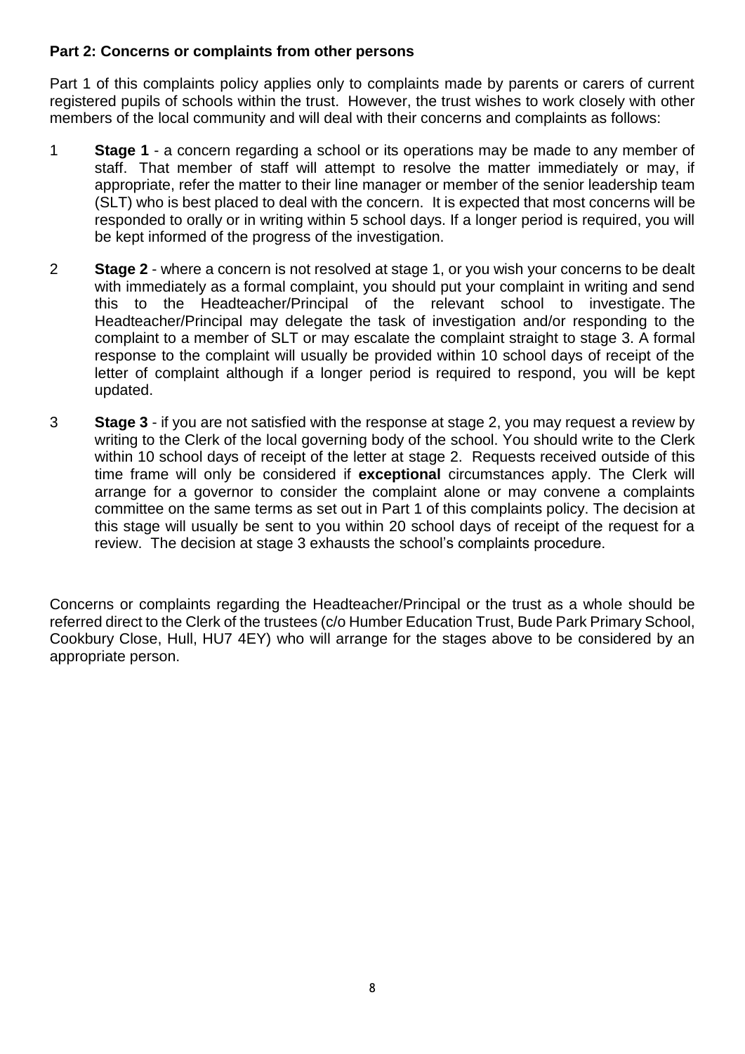**Part 2: Concerns or complaints from other persons**

Part 1 of this complaints policy applies only to complaints made by parents or carers of current registered pupils of schools within the trust. However, the trust wishes to work closely with other members of the local community and will deal with their concerns and complaints as follows:

1. **Stage 1** - a concern regarding a school or its operations may be made to any member of staff. That member of staff will attempt to resolve the matter immediately or may, if appropriate, refer the matter to their line manager or member of the senior leadership team (SLT) who is best placed to deal with the concern. It is expected that most concerns will be responded to orally or in writing within 5 school days. If a longer period is required, you will be kept informed of the progress of the investigation.

2. **Stage 2** - where a concern is not resolved at stage 1, or you wish your concerns to be dealt with immediately as a formal complaint, you should put your complaint in writing and send this to the Headteacher/Principal of the relevant school to investigate. The Headteacher/Principal may delegate the task of investigation and/or responding to the complaint to a member of SLT or may escalate the complaint straight to stage 3. A formal response to the complaint will usually be provided within 10 school days of receipt of the letter of complaint although if a longer period is required to respond, you will be kept updated.

3. **Stage 3** - if you are not satisfied with the response at stage 2, you may request a review by writing to the Clerk of the local governing body of the school. You should write to the Clerk within 10 school days of receipt of the letter at stage 2. Requests received outside of this time frame will only be considered if **exceptional** circumstances apply. The Clerk will arrange for a governor to consider the complaint alone or may convene a complaints committee on the same terms as set out in Part 1 of this complaints policy. The decision at this stage will usually be sent to you within 20 school days of receipt of the request for a review. The decision at stage 3 exhausts the school's complaints procedure.

Concerns or complaints regarding the Headteacher/Principal or the trust as a whole should be referred direct to the Clerk of the trustees (c/o Humber Education Trust, Bude Park Primary School, Cookbury Close, Hull, HU7 4EY) who will arrange for the stages above to be considered by an appropriate person.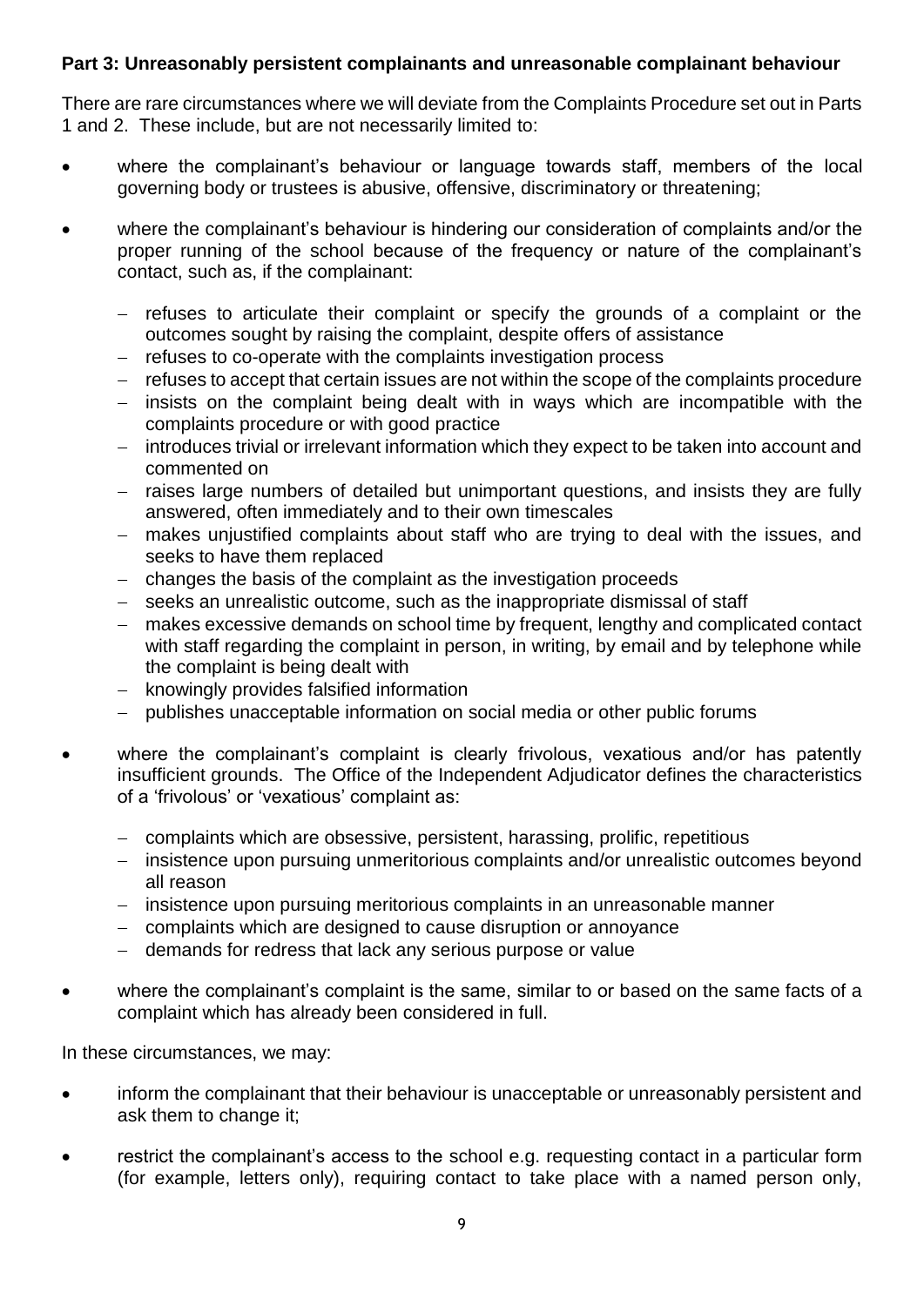**Part 3: Unreasonably persistent complainants and unreasonable complainant behaviour**

There are rare circumstances where we will deviate from the Complaints Procedure set out in Parts 1 and 2. These include, but are not necessarily limited to:

- where the complainant's behaviour or language towards staff, members of the local governing body or trustees is abusive, offensive, discriminatory or threatening;
- where the complainant's behaviour is hindering our consideration of complaints and/or the proper running of the school because of the frequency or nature of the complainant's contact, such as, if the complainant:
  - refuses to articulate their complaint or specify the grounds of a complaint or the outcomes sought by raising the complaint, despite offers of assistance
  - refuses to co-operate with the complaints investigation process
  - refuses to accept that certain issues are not within the scope of the complaints procedure
  - insists on the complaint being dealt with in ways which are incompatible with the complaints procedure or with good practice
  - introduces trivial or irrelevant information which they expect to be taken into account and commented on
  - raises large numbers of detailed but unimportant questions, and insists they are fully answered, often immediately and to their own timescales
  - makes unjustified complaints about staff who are trying to deal with the issues, and seeks to have them replaced
  - changes the basis of the complaint as the investigation proceeds
  - seeks an unrealistic outcome, such as the inappropriate dismissal of staff
  - makes excessive demands on school time by frequent, lengthy and complicated contact with staff regarding the complaint in person, in writing, by email and by telephone while the complaint is being dealt with
  - knowingly provides falsified information
  - publishes unacceptable information on social media or other public forums
- where the complainant's complaint is clearly frivolous, vexatious and/or has patently insufficient grounds. The Office of the Independent Adjudicator defines the characteristics of a 'frivolous' or 'vexatious' complaint as:
  - complaints which are obsessive, persistent, harassing, prolific, repetitious
  - insistence upon pursuing unmeritorious complaints and/or unrealistic outcomes beyond all reason
  - insistence upon pursuing meritorious complaints in an unreasonable manner
  - complaints which are designed to cause disruption or annoyance
  - demands for redress that lack any serious purpose or value
- where the complainant's complaint is the same, similar to or based on the same facts of a complaint which has already been considered in full.

In these circumstances, we may:

- inform the complainant that their behaviour is unacceptable or unreasonably persistent and ask them to change it;
- restrict the complainant's access to the school e.g. requesting contact in a particular form (for example, letters only), requiring contact to take place with a named person only,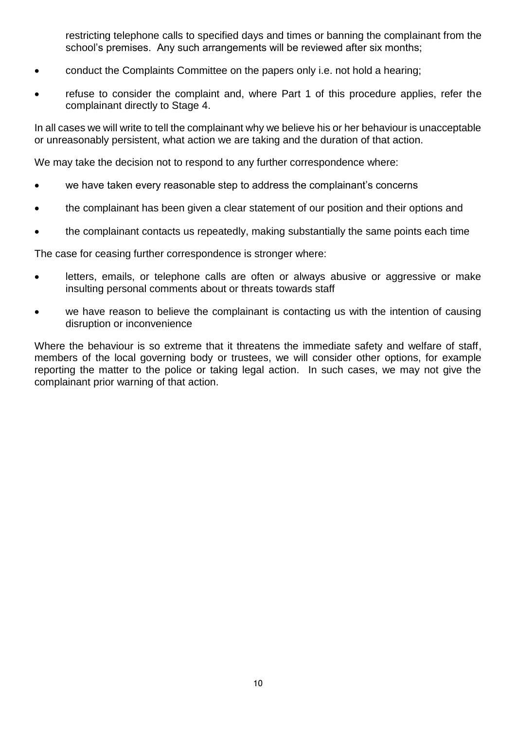restricting telephone calls to specified days and times or banning the complainant from the school's premises. Any such arrangements will be reviewed after six months;

- conduct the Complaints Committee on the papers only i.e. not hold a hearing;
- refuse to consider the complaint and, where Part 1 of this procedure applies, refer the complainant directly to Stage 4.

In all cases we will write to tell the complainant why we believe his or her behaviour is unacceptable or unreasonably persistent, what action we are taking and the duration of that action.

We may take the decision not to respond to any further correspondence where:

- we have taken every reasonable step to address the complainant's concerns
- the complainant has been given a clear statement of our position and their options and
- the complainant contacts us repeatedly, making substantially the same points each time

The case for ceasing further correspondence is stronger where:

- letters, emails, or telephone calls are often or always abusive or aggressive or make insulting personal comments about or threats towards staff
- we have reason to believe the complainant is contacting us with the intention of causing disruption or inconvenience

Where the behaviour is so extreme that it threatens the immediate safety and welfare of staff, members of the local governing body or trustees, we will consider other options, for example reporting the matter to the police or taking legal action. In such cases, we may not give the complainant prior warning of that action.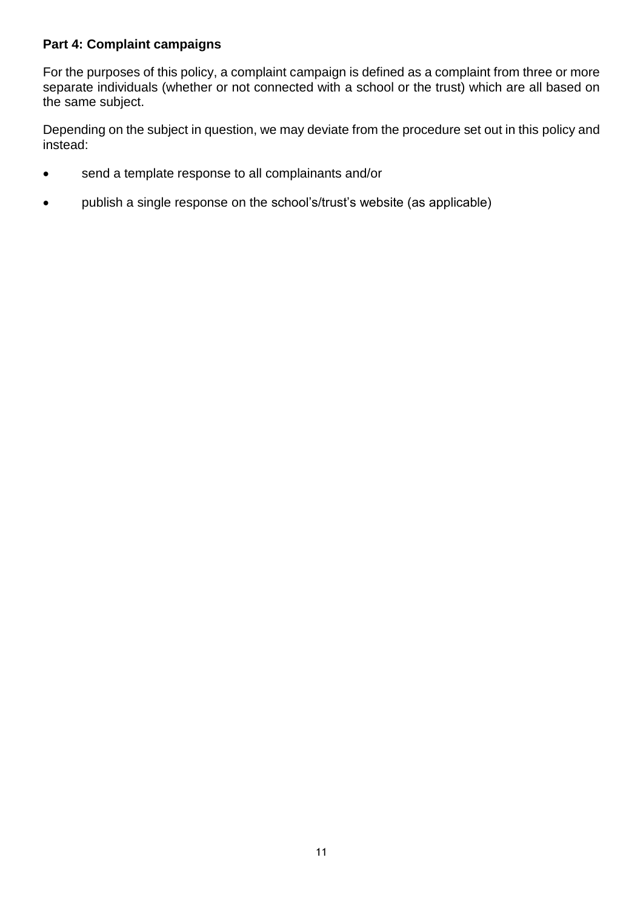**Part 4: Complaint campaigns**

For the purposes of this policy, a complaint campaign is defined as a complaint from three or more separate individuals (whether or not connected with a school or the trust) which are all based on the same subject.

Depending on the subject in question, we may deviate from the procedure set out in this policy and instead:

- send a template response to all complainants and/or
- publish a single response on the school's/trust's website (as applicable)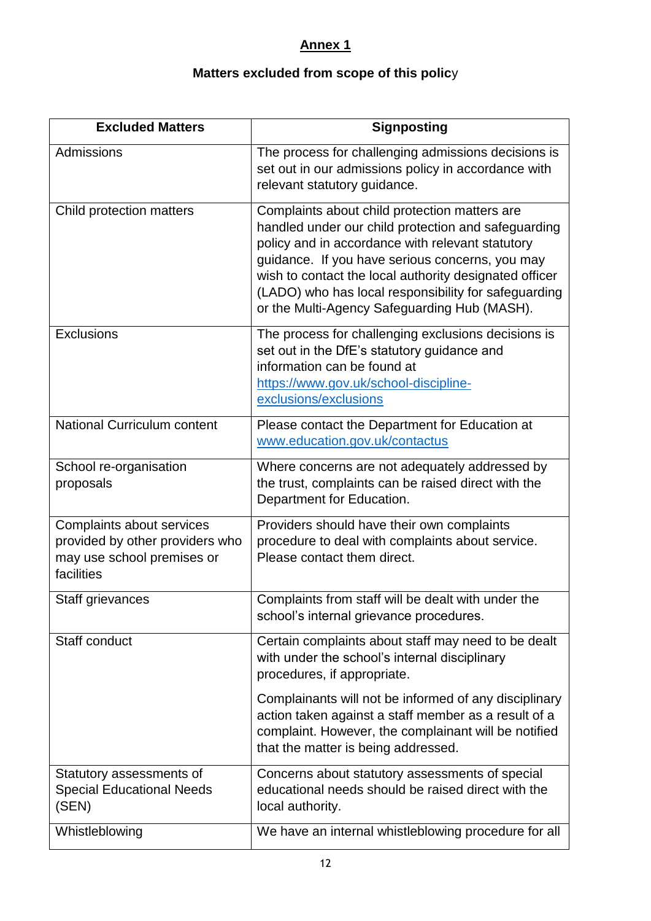## Annex 1

### Matters excluded from scope of this policy

| Excluded Matters | Signposting |
|---|---|
| Admissions | The process for challenging admissions decisions is set out in our admissions policy in accordance with relevant statutory guidance. |
| Child protection matters | Complaints about child protection matters are handled under our child protection and safeguarding policy and in accordance with relevant statutory guidance. If you have serious concerns, you may wish to contact the local authority designated officer (LADO) who has local responsibility for safeguarding or the Multi-Agency Safeguarding Hub (MASH). |
| Exclusions | The process for challenging exclusions decisions is set out in the DfE's statutory guidance and information can be found at https://www.gov.uk/school-discipline-exclusions/exclusions |
| National Curriculum content | Please contact the Department for Education at www.education.gov.uk/contactus |
| School re-organisation proposals | Where concerns are not adequately addressed by the trust, complaints can be raised direct with the Department for Education. |
| Complaints about services provided by other providers who may use school premises or facilities | Providers should have their own complaints procedure to deal with complaints about service. Please contact them direct. |
| Staff grievances | Complaints from staff will be dealt with under the school's internal grievance procedures. |
| Staff conduct | Certain complaints about staff may need to be dealt with under the school's internal disciplinary procedures, if appropriate.<br><br>Complainants will not be informed of any disciplinary action taken against a staff member as a result of a complaint. However, the complainant will be notified that the matter is being addressed. |
| Statutory assessments of Special Educational Needs (SEN) | Concerns about statutory assessments of special educational needs should be raised direct with the local authority. |
| Whistleblowing | We have an internal whistleblowing procedure for all |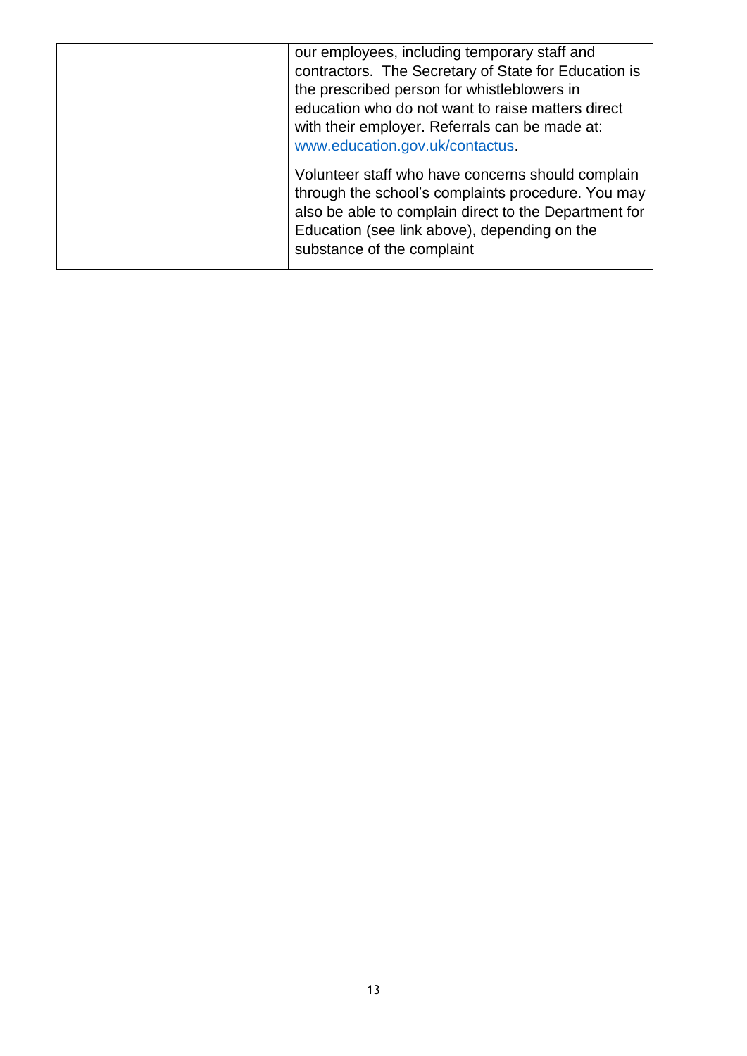| | |
|---|---|
| | our employees, including temporary staff and contractors. The Secretary of State for Education is the prescribed person for whistleblowers in education who do not want to raise matters direct with their employer. Referrals can be made at: www.education.gov.uk/contactus.<br><br>Volunteer staff who have concerns should complain through the school's complaints procedure. You may also be able to complain direct to the Department for Education (see link above), depending on the substance of the complaint |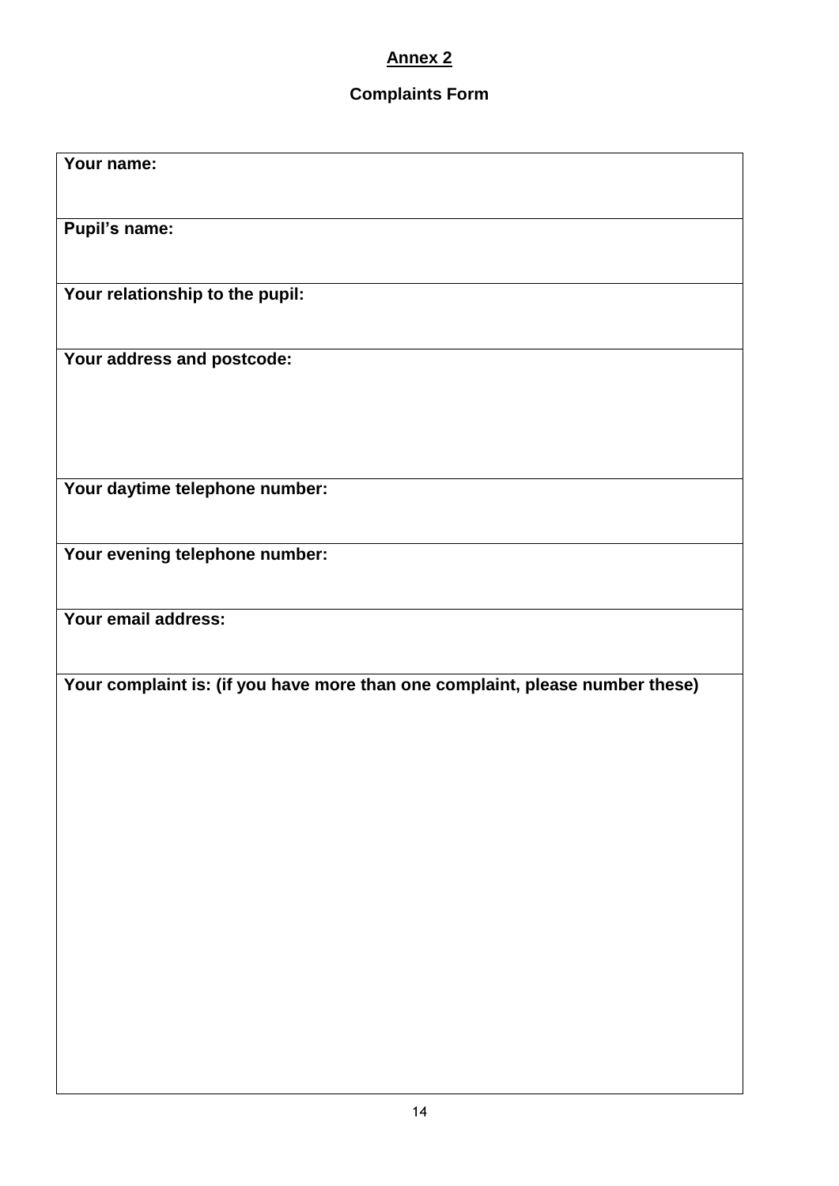## Annex 2

### Complaints Form

| **Your name:** |
| --- |
| **Pupil's name:** |
| **Your relationship to the pupil:** |
| **Your address and postcode:** |
| **Your daytime telephone number:** |
| **Your evening telephone number:** |
| **Your email address:** |
| **Your complaint is: (if you have more than one complaint, please number these)** |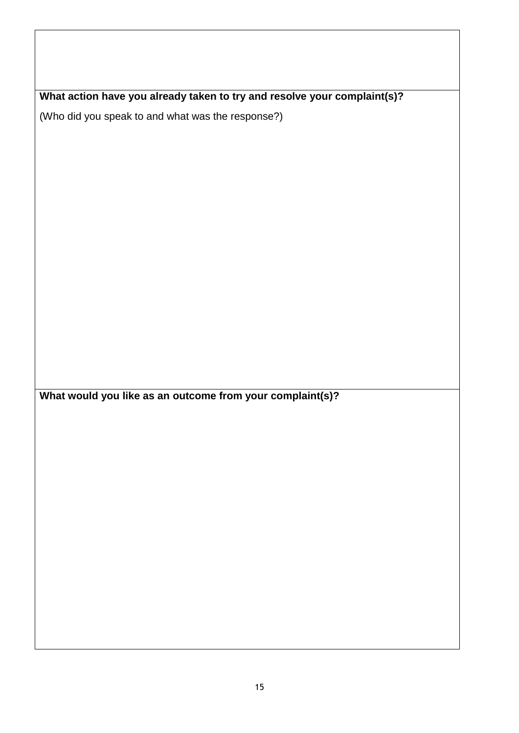**What action have you already taken to try and resolve your complaint(s)?**

(Who did you speak to and what was the response?)

**What would you like as an outcome from your complaint(s)?**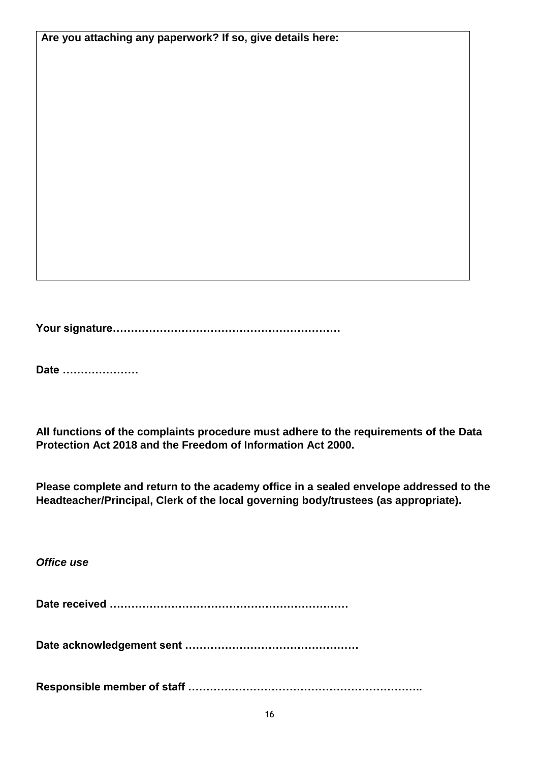| **Are you attaching any paperwork? If so, give details here:** |
| --- |
| |

**Your signature………………………………………………………**

**Date …………………**

**All functions of the complaints procedure must adhere to the requirements of the Data Protection Act 2018 and the Freedom of Information Act 2000.**

**Please complete and return to the academy office in a sealed envelope addressed to the Headteacher/Principal, Clerk of the local governing body/trustees (as appropriate).**

***Office use***

**Date received …………………………………………………………**

**Date acknowledgement sent …………………………………………**

**Responsible member of staff ………………………………………………………..**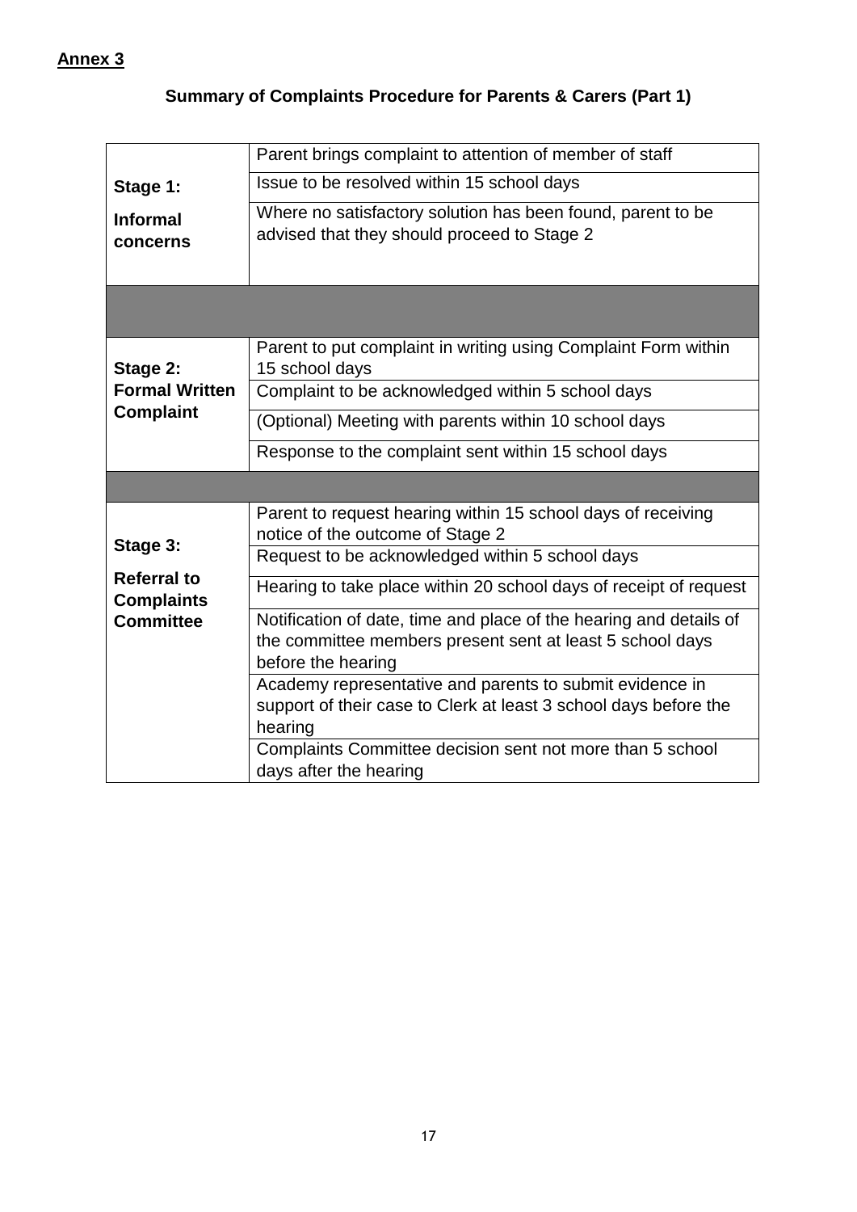**Annex 3**

**Summary of Complaints Procedure for Parents & Carers (Part 1)**

| | |
|---|---|
| **Stage 1:** **Informal concerns** | Parent brings complaint to attention of member of staff |
| | Issue to be resolved within 15 school days |
| | Where no satisfactory solution has been found, parent to be advised that they should proceed to Stage 2 |
| | |
| **Stage 2: Formal Written Complaint** | Parent to put complaint in writing using Complaint Form within 15 school days |
| | Complaint to be acknowledged within 5 school days |
| | (Optional) Meeting with parents within 10 school days |
| | Response to the complaint sent within 15 school days |
| | |
| **Stage 3:** **Referral to Complaints Committee** | Parent to request hearing within 15 school days of receiving notice of the outcome of Stage 2 |
| | Request to be acknowledged within 5 school days |
| | Hearing to take place within 20 school days of receipt of request |
| | Notification of date, time and place of the hearing and details of the committee members present sent at least 5 school days before the hearing |
| | Academy representative and parents to submit evidence in support of their case to Clerk at least 3 school days before the hearing |
| | Complaints Committee decision sent not more than 5 school days after the hearing |